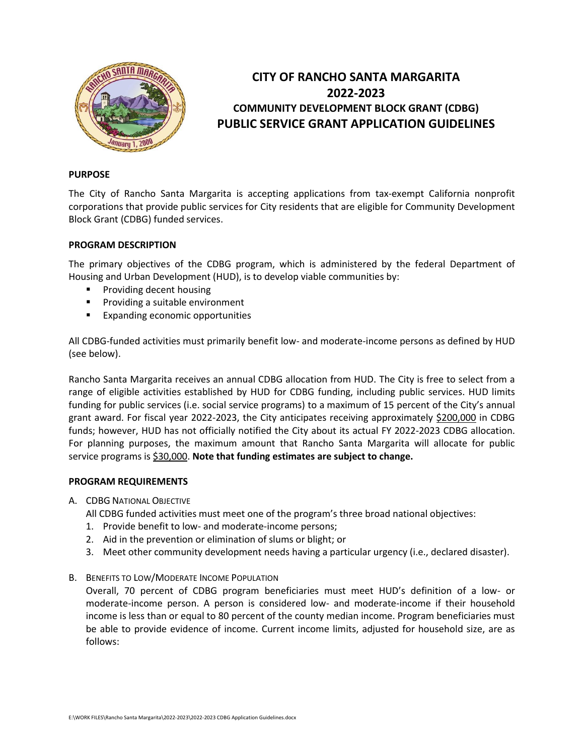# CITY OF RANCHO SANTA MARGARITA
# 2022-2023
## COMMUNITY DEVELOPMENT BLOCK GRANT (CDBG)
# PUBLIC SERVICE GRANT APPLICATION GUIDELINES

**PURPOSE**

The City of Rancho Santa Margarita is accepting applications from tax-exempt California nonprofit corporations that provide public services for City residents that are eligible for Community Development Block Grant (CDBG) funded services.

**PROGRAM DESCRIPTION**

The primary objectives of the CDBG program, which is administered by the federal Department of Housing and Urban Development (HUD), is to develop viable communities by:

- Providing decent housing
- Providing a suitable environment
- Expanding economic opportunities

All CDBG-funded activities must primarily benefit low- and moderate-income persons as defined by HUD (see below).

Rancho Santa Margarita receives an annual CDBG allocation from HUD. The City is free to select from a range of eligible activities established by HUD for CDBG funding, including public services. HUD limits funding for public services (i.e. social service programs) to a maximum of 15 percent of the City's annual grant award. For fiscal year 2022-2023, the City anticipates receiving approximately <u>$200,000</u> in CDBG funds; however, HUD has not officially notified the City about its actual FY 2022-2023 CDBG allocation. For planning purposes, the maximum amount that Rancho Santa Margarita will allocate for public service programs is <u>$30,000</u>. **Note that funding estimates are subject to change.**

**PROGRAM REQUIREMENTS**

A. CDBG NATIONAL OBJECTIVE

All CDBG funded activities must meet one of the program's three broad national objectives:

1. Provide benefit to low- and moderate-income persons;
2. Aid in the prevention or elimination of slums or blight; or
3. Meet other community development needs having a particular urgency (i.e., declared disaster).

B. BENEFITS TO LOW/MODERATE INCOME POPULATION

Overall, 70 percent of CDBG program beneficiaries must meet HUD's definition of a low- or moderate-income person. A person is considered low- and moderate-income if their household income is less than or equal to 80 percent of the county median income. Program beneficiaries must be able to provide evidence of income. Current income limits, adjusted for household size, are as follows: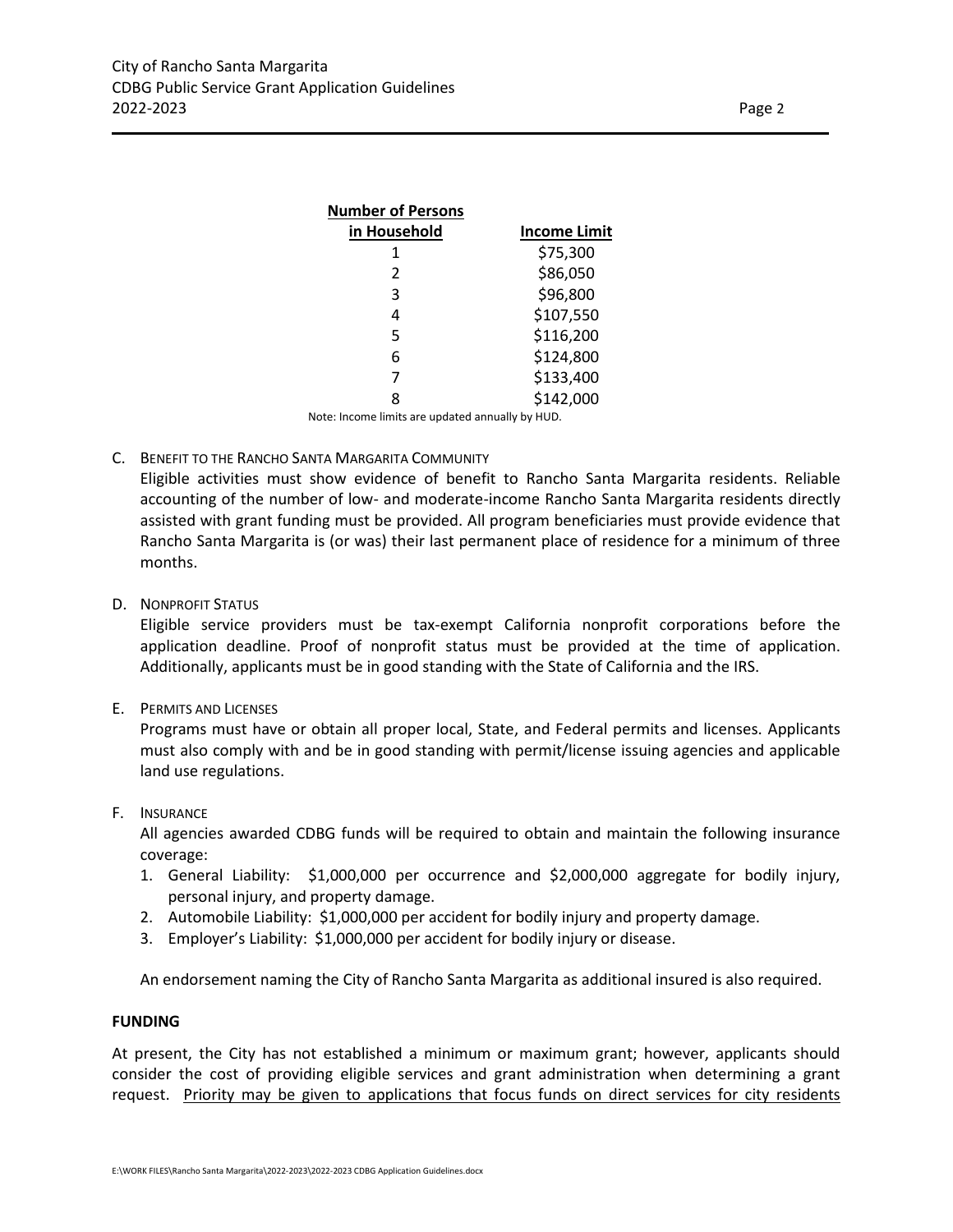| Number of Persons in Household | Income Limit |
|---|---|
| 1 | $75,300 |
| 2 | $86,050 |
| 3 | $96,800 |
| 4 | $107,550 |
| 5 | $116,200 |
| 6 | $124,800 |
| 7 | $133,400 |
| 8 | $142,000 |

Note: Income limits are updated annually by HUD.

C. BENEFIT TO THE RANCHO SANTA MARGARITA COMMUNITY

Eligible activities must show evidence of benefit to Rancho Santa Margarita residents. Reliable accounting of the number of low- and moderate-income Rancho Santa Margarita residents directly assisted with grant funding must be provided. All program beneficiaries must provide evidence that Rancho Santa Margarita is (or was) their last permanent place of residence for a minimum of three months.

D. NONPROFIT STATUS

Eligible service providers must be tax-exempt California nonprofit corporations before the application deadline. Proof of nonprofit status must be provided at the time of application. Additionally, applicants must be in good standing with the State of California and the IRS.

E. PERMITS AND LICENSES

Programs must have or obtain all proper local, State, and Federal permits and licenses. Applicants must also comply with and be in good standing with permit/license issuing agencies and applicable land use regulations.

F. INSURANCE

All agencies awarded CDBG funds will be required to obtain and maintain the following insurance coverage:

1. General Liability: $1,000,000 per occurrence and $2,000,000 aggregate for bodily injury, personal injury, and property damage.
2. Automobile Liability: $1,000,000 per accident for bodily injury and property damage.
3. Employer's Liability: $1,000,000 per accident for bodily injury or disease.

An endorsement naming the City of Rancho Santa Margarita as additional insured is also required.

**FUNDING**

At present, the City has not established a minimum or maximum grant; however, applicants should consider the cost of providing eligible services and grant administration when determining a grant request. <u>Priority may be given to applications that focus funds on direct services for city residents</u>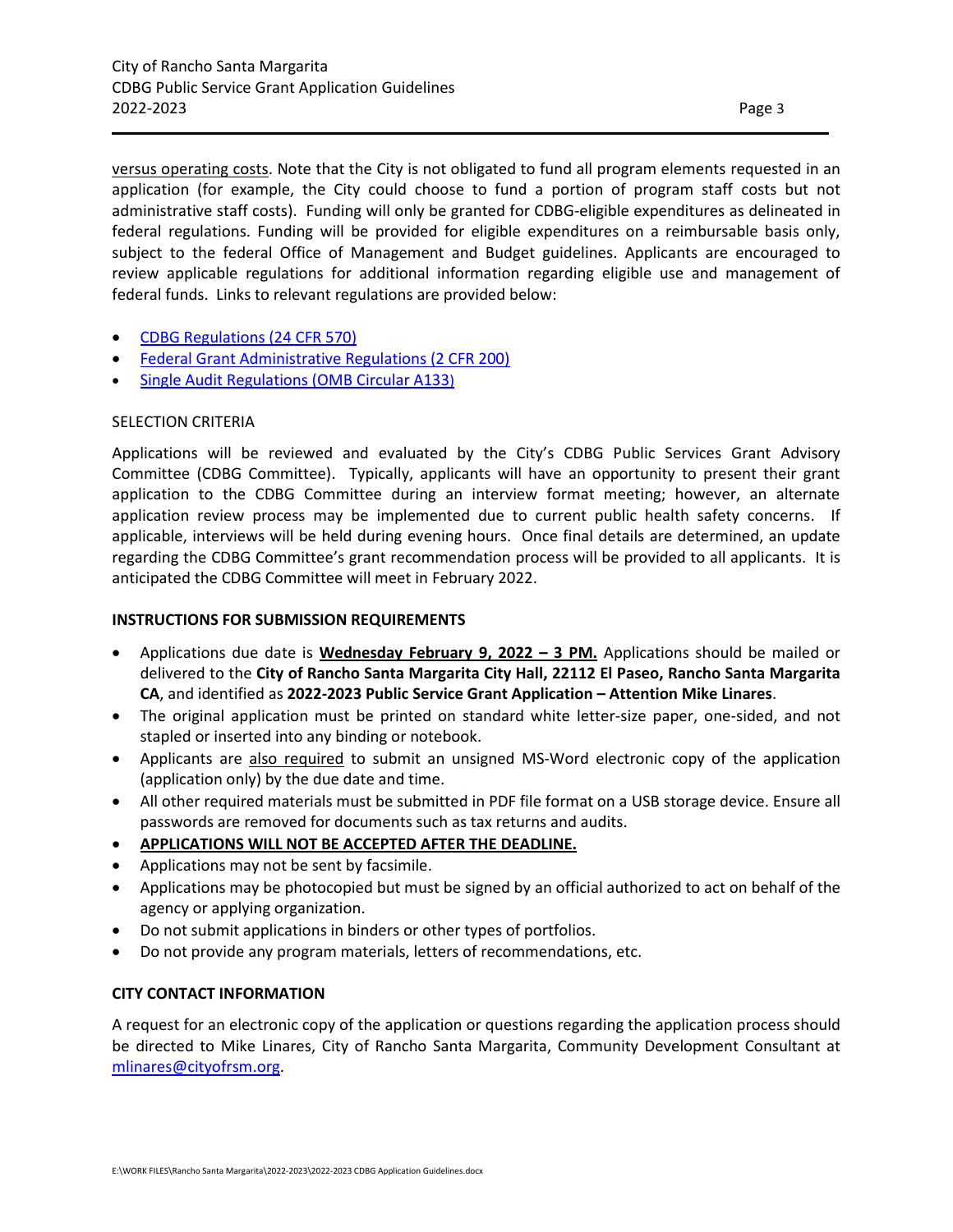versus operating costs. Note that the City is not obligated to fund all program elements requested in an application (for example, the City could choose to fund a portion of program staff costs but not administrative staff costs). Funding will only be granted for CDBG-eligible expenditures as delineated in federal regulations. Funding will be provided for eligible expenditures on a reimbursable basis only, subject to the federal Office of Management and Budget guidelines. Applicants are encouraged to review applicable regulations for additional information regarding eligible use and management of federal funds. Links to relevant regulations are provided below:

- CDBG Regulations (24 CFR 570)
- Federal Grant Administrative Regulations (2 CFR 200)
- Single Audit Regulations (OMB Circular A133)

## SELECTION CRITERIA

Applications will be reviewed and evaluated by the City's CDBG Public Services Grant Advisory Committee (CDBG Committee). Typically, applicants will have an opportunity to present their grant application to the CDBG Committee during an interview format meeting; however, an alternate application review process may be implemented due to current public health safety concerns. If applicable, interviews will be held during evening hours. Once final details are determined, an update regarding the CDBG Committee's grant recommendation process will be provided to all applicants. It is anticipated the CDBG Committee will meet in February 2022.

## INSTRUCTIONS FOR SUBMISSION REQUIREMENTS

- Applications due date is **Wednesday February 9, 2022 – 3 PM.** Applications should be mailed or delivered to the **City of Rancho Santa Margarita City Hall, 22112 El Paseo, Rancho Santa Margarita CA**, and identified as **2022-2023 Public Service Grant Application – Attention Mike Linares**.
- The original application must be printed on standard white letter-size paper, one-sided, and not stapled or inserted into any binding or notebook.
- Applicants are also required to submit an unsigned MS-Word electronic copy of the application (application only) by the due date and time.
- All other required materials must be submitted in PDF file format on a USB storage device. Ensure all passwords are removed for documents such as tax returns and audits.
- **APPLICATIONS WILL NOT BE ACCEPTED AFTER THE DEADLINE.**
- Applications may not be sent by facsimile.
- Applications may be photocopied but must be signed by an official authorized to act on behalf of the agency or applying organization.
- Do not submit applications in binders or other types of portfolios.
- Do not provide any program materials, letters of recommendations, etc.

## CITY CONTACT INFORMATION

A request for an electronic copy of the application or questions regarding the application process should be directed to Mike Linares, City of Rancho Santa Margarita, Community Development Consultant at mlinares@cityofrsm.org.